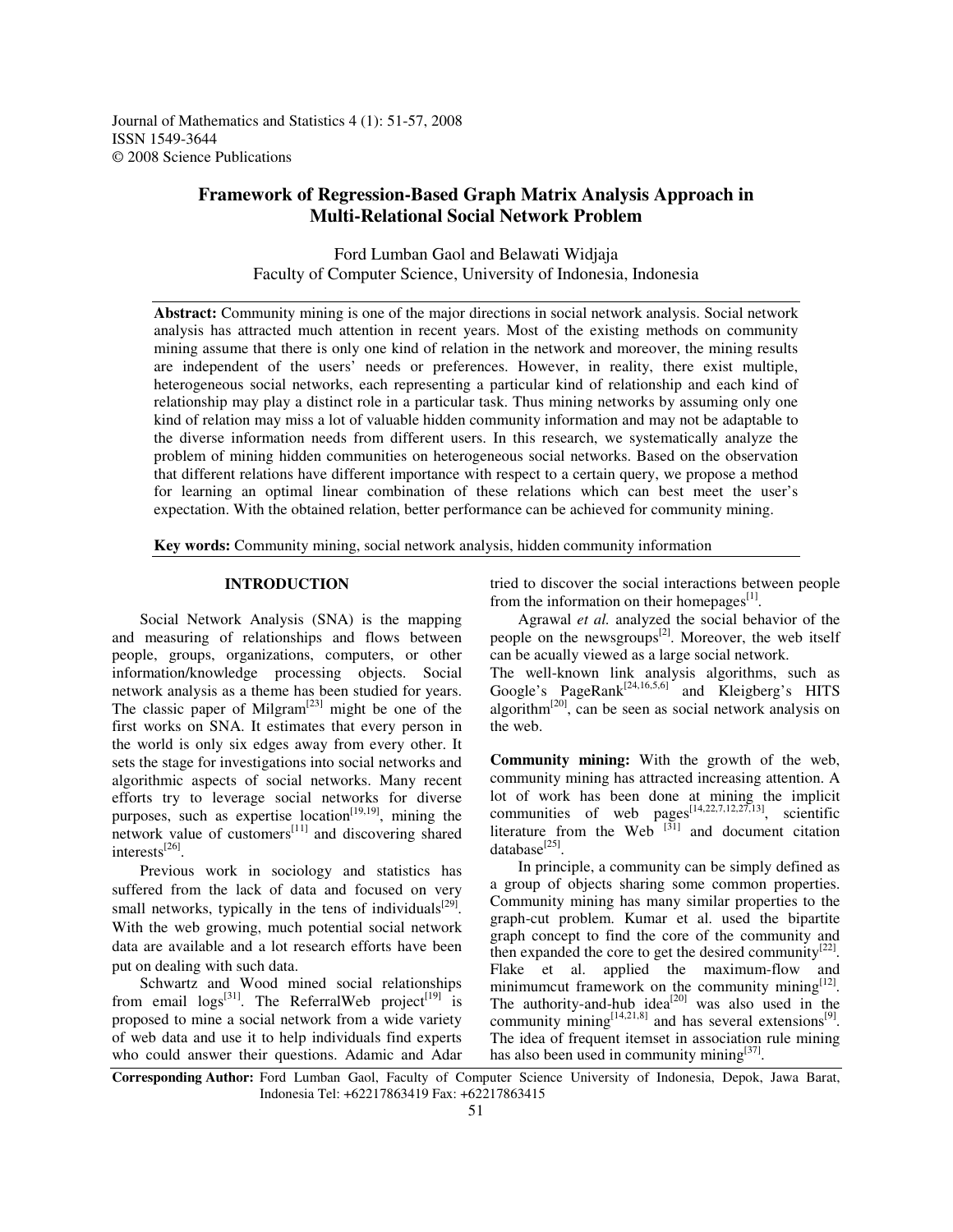Journal of Mathematics and Statistics 4 (1): 51-57, 2008
ISSN 1549-3644
© 2008 Science Publications

# Framework of Regression-Based Graph Matrix Analysis Approach in Multi-Relational Social Network Problem

Ford Lumban Gaol and Belawati Widjaja
Faculty of Computer Science, University of Indonesia, Indonesia

**Abstract:** Community mining is one of the major directions in social network analysis. Social network analysis has attracted much attention in recent years. Most of the existing methods on community mining assume that there is only one kind of relation in the network and moreover, the mining results are independent of the users' needs or preferences. However, in reality, there exist multiple, heterogeneous social networks, each representing a particular kind of relationship and each kind of relationship may play a distinct role in a particular task. Thus mining networks by assuming only one kind of relation may miss a lot of valuable hidden community information and may not be adaptable to the diverse information needs from different users. In this research, we systematically analyze the problem of mining hidden communities on heterogeneous social networks. Based on the observation that different relations have different importance with respect to a certain query, we propose a method for learning an optimal linear combination of these relations which can best meet the user's expectation. With the obtained relation, better performance can be achieved for community mining.

**Key words:** Community mining, social network analysis, hidden community information

## INTRODUCTION

Social Network Analysis (SNA) is the mapping and measuring of relationships and flows between people, groups, organizations, computers, or other information/knowledge processing objects. Social network analysis as a theme has been studied for years. The classic paper of Milgram[23] might be one of the first works on SNA. It estimates that every person in the world is only six edges away from every other. It sets the stage for investigations into social networks and algorithmic aspects of social networks. Many recent efforts try to leverage social networks for diverse purposes, such as expertise location[19,19], mining the network value of customers[11] and discovering shared interests[26].

Previous work in sociology and statistics has suffered from the lack of data and focused on very small networks, typically in the tens of individuals[29]. With the web growing, much potential social network data are available and a lot research efforts have been put on dealing with such data.

Schwartz and Wood mined social relationships from email logs[31]. The ReferralWeb project[19] is proposed to mine a social network from a wide variety of web data and use it to help individuals find experts who could answer their questions. Adamic and Adar tried to discover the social interactions between people from the information on their homepages[1].

Agrawal *et al.* analyzed the social behavior of the people on the newsgroups[2]. Moreover, the web itself can be acually viewed as a large social network.
The well-known link analysis algorithms, such as Google's PageRank[24,16,5,6] and Kleigberg's HITS algorithm[20], can be seen as social network analysis on the web.

**Community mining:** With the growth of the web, community mining has attracted increasing attention. A lot of work has been done at mining the implicit communities of web pages[14,22,7,12,27,13], scientific literature from the Web [31] and document citation database[25].

In principle, a community can be simply defined as a group of objects sharing some common properties. Community mining has many similar properties to the graph-cut problem. Kumar et al. used the bipartite graph concept to find the core of the community and then expanded the core to get the desired community[22]. Flake et al. applied the maximum-flow and minimumcut framework on the community mining[12]. The authority-and-hub idea[20] was also used in the community mining[14,21,8] and has several extensions[9]. The idea of frequent itemset in association rule mining has also been used in community mining[37].

**Corresponding Author:** Ford Lumban Gaol, Faculty of Computer Science University of Indonesia, Depok, Jawa Barat, Indonesia Tel: +62217863419 Fax: +62217863415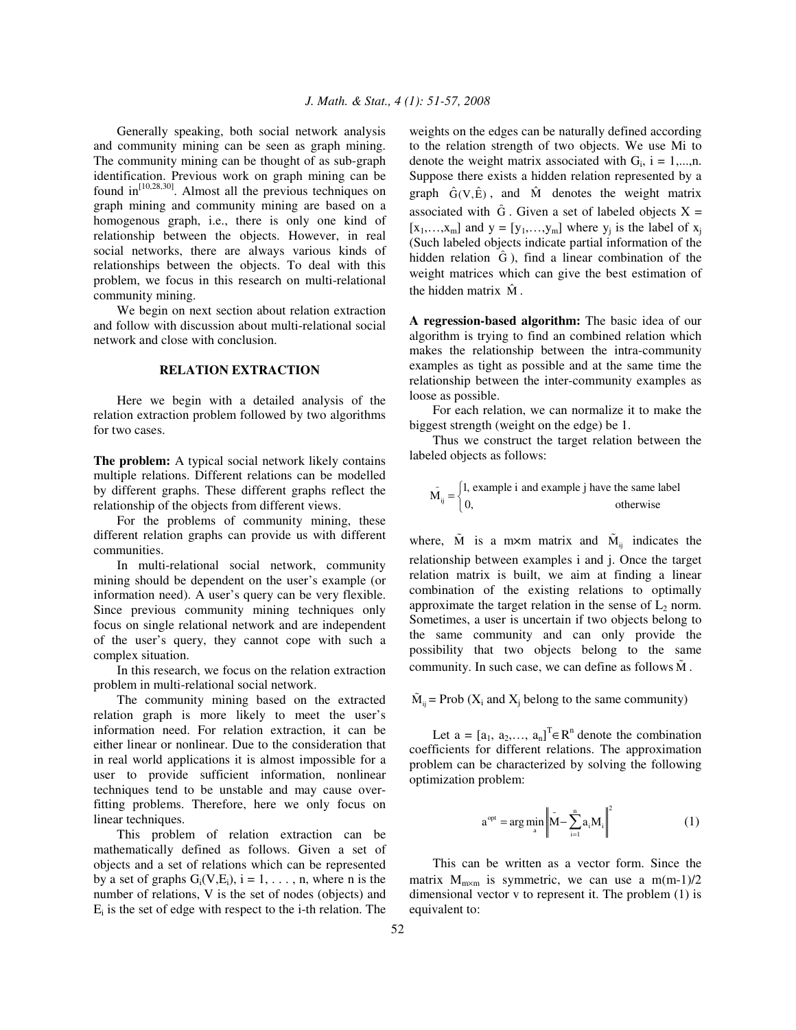Generally speaking, both social network analysis and community mining can be seen as graph mining. The community mining can be thought of as sub-graph identification. Previous work on graph mining can be found in[10,28,30]. Almost all the previous techniques on graph mining and community mining are based on a homogenous graph, i.e., there is only one kind of relationship between the objects. However, in real social networks, there are always various kinds of relationships between the objects. To deal with this problem, we focus in this research on multi-relational community mining.

We begin on next section about relation extraction and follow with discussion about multi-relational social network and close with conclusion.

## RELATION EXTRACTION

Here we begin with a detailed analysis of the relation extraction problem followed by two algorithms for two cases.

**The problem:** A typical social network likely contains multiple relations. Different relations can be modelled by different graphs. These different graphs reflect the relationship of the objects from different views.

For the problems of community mining, these different relation graphs can provide us with different communities.

In multi-relational social network, community mining should be dependent on the user's example (or information need). A user's query can be very flexible. Since previous community mining techniques only focus on single relational network and are independent of the user's query, they cannot cope with such a complex situation.

In this research, we focus on the relation extraction problem in multi-relational social network.

The community mining based on the extracted relation graph is more likely to meet the user's information need. For relation extraction, it can be either linear or nonlinear. Due to the consideration that in real world applications it is almost impossible for a user to provide sufficient information, nonlinear techniques tend to be unstable and may cause over-fitting problems. Therefore, here we only focus on linear techniques.

This problem of relation extraction can be mathematically defined as follows. Given a set of objects and a set of relations which can be represented by a set of graphs $G_i(V,E_i)$, $i = 1, \ldots, n$, where n is the number of relations, V is the set of nodes (objects) and $E_i$ is the set of edge with respect to the i-th relation. The weights on the edges can be naturally defined according to the relation strength of two objects. We use Mi to denote the weight matrix associated with $G_i$, $i = 1,...,n$. Suppose there exists a hidden relation represented by a graph $\hat{G}(V,\hat{E})$, and $\hat{M}$ denotes the weight matrix associated with $\hat{G}$. Given a set of labeled objects $X = [x_1,\ldots,x_m]$ and $y = [y_1,\ldots,y_m]$ where $y_j$ is the label of $x_j$ (Such labeled objects indicate partial information of the hidden relation $\hat{G}$), find a linear combination of the weight matrices which can give the best estimation of the hidden matrix $\hat{M}$.

**A regression-based algorithm:** The basic idea of our algorithm is trying to find an combined relation which makes the relationship between the intra-community examples as tight as possible and at the same time the relationship between the inter-community examples as loose as possible.

For each relation, we can normalize it to make the biggest strength (weight on the edge) be 1.

Thus we construct the target relation between the labeled objects as follows:

$$\tilde{M}_{ij} = \begin{cases} 1, & \text{example i and example j have the same label} \\ 0, & \text{otherwise} \end{cases}$$

where, $\tilde{M}$ is a m×m matrix and $\tilde{M}_{ij}$ indicates the relationship between examples i and j. Once the target relation matrix is built, we aim at finding a linear combination of the existing relations to optimally approximate the target relation in the sense of $L_2$ norm. Sometimes, a user is uncertain if two objects belong to the same community and can only provide the possibility that two objects belong to the same community. In such case, we can define as follows $\tilde{M}$.

$$\tilde{M}_{ij} = \text{Prob } (X_i \text{ and } X_j \text{ belong to the same community})$$

Let $a = [a_1, a_2,\ldots, a_n]^T \in R^n$ denote the combination coefficients for different relations. The approximation problem can be characterized by solving the following optimization problem:

$$a^{opt} = \arg\min_{a} \left\| \tilde{M} - \sum_{i=1}^{n} a_i M_i \right\|^2 \quad (1)$$

This can be written as a vector form. Since the matrix $M_{m \times m}$ is symmetric, we can use a m(m-1)/2 dimensional vector v to represent it. The problem (1) is equivalent to: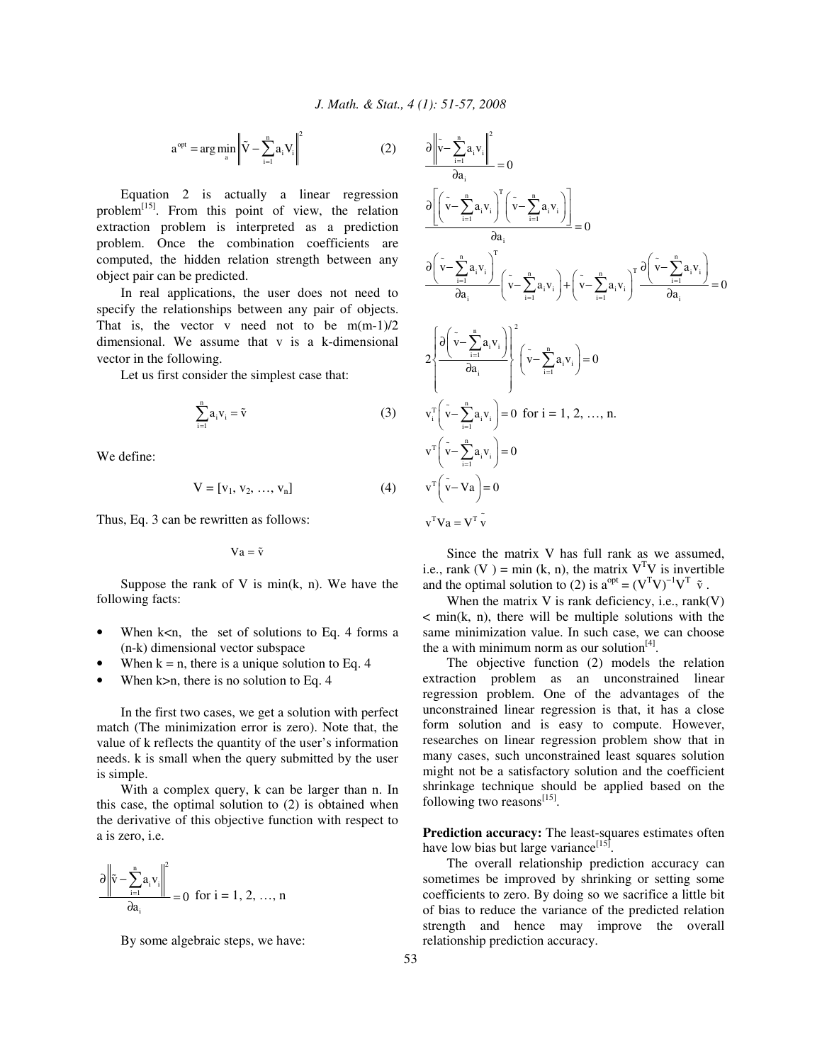$$a^{opt} = \arg\min_a \left\| \tilde{V} - \sum_{i=1}^{n} a_i V_i \right\|^2 \quad (2)$$

Equation 2 is actually a linear regression problem[15]. From this point of view, the relation extraction problem is interpreted as a prediction problem. Once the combination coefficients are computed, the hidden relation strength between any object pair can be predicted.

In real applications, the user does not need to specify the relationships between any pair of objects. That is, the vector v need not to be m(m-1)/2 dimensional. We assume that v is a k-dimensional vector in the following.

Let us first consider the simplest case that:

$$\sum_{i=1}^{n} a_i v_i = \tilde{v} \quad (3)$$

We define:

$$V = [v_1, v_2, \ldots, v_n] \quad (4)$$

Thus, Eq. 3 can be rewritten as follows:

$$Va = \tilde{v}$$

Suppose the rank of V is min(k, n). We have the following facts:

- When k<n, the set of solutions to Eq. 4 forms a (n-k) dimensional vector subspace
- When k = n, there is a unique solution to Eq. 4
- When k>n, there is no solution to Eq. 4

In the first two cases, we get a solution with perfect match (The minimization error is zero). Note that, the value of k reflects the quantity of the user's information needs. k is small when the query submitted by the user is simple.

With a complex query, k can be larger than n. In this case, the optimal solution to (2) is obtained when the derivative of this objective function with respect to a is zero, i.e.

$$\frac{\partial \left\| \tilde{v} - \sum_{i=1}^{n} a_i v_i \right\|^2}{\partial a_i} = 0 \text{ for i = 1, 2, …, n}$$

By some algebraic steps, we have:

$$\frac{\partial \left\| \bar{v} - \sum_{i=1}^{n} a_i v_i \right\|^2}{\partial a_i} = 0$$

$$\frac{\partial \left[ \left( \bar{v} - \sum_{i=1}^{n} a_i v_i \right)^T \left( \bar{v} - \sum_{i=1}^{n} a_i v_i \right) \right]}{\partial a_i} = 0$$

$$\frac{\partial \left( \bar{v} - \sum_{i=1}^{n} a_i v_i \right)^T}{\partial a_i} \left( \bar{v} - \sum_{i=1}^{n} a_i v_i \right) + \left( \bar{v} - \sum_{i=1}^{n} a_i v_i \right)^T \frac{\partial \left( \bar{v} - \sum_{i=1}^{n} a_i v_i \right)}{\partial a_i} = 0$$

$$2 \left\{ \frac{\partial \left( \bar{v} - \sum_{i=1}^{n} a_i v_i \right)}{\partial a_i} \right\}^2 \left( \bar{v} - \sum_{i=1}^{n} a_i v_i \right) = 0$$

$$v_i^T \left( \bar{v} - \sum_{i=1}^{n} a_i v_i \right) = 0 \text{ for i = 1, 2, …, n.}$$

$$v^T \left( \bar{v} - \sum_{i=1}^{n} a_i v_i \right) = 0$$

$$v^T \left( \bar{v} - Va \right) = 0$$

$$v^T Va = V^T \bar{v}$$

Since the matrix V has full rank as we assumed, i.e., rank (V ) = min (k, n), the matrix $V^TV$ is invertible and the optimal solution to (2) is $a^{opt} = (V^TV)^{-1}V^T \tilde{v}$.

When the matrix V is rank deficiency, i.e., rank(V) < min(k, n), there will be multiple solutions with the same minimization value. In such case, we can choose the a with minimum norm as our solution[4].

The objective function (2) models the relation extraction problem as an unconstrained linear regression problem. One of the advantages of the unconstrained linear regression is that, it has a close form solution and is easy to compute. However, researches on linear regression problem show that in many cases, such unconstrained least squares solution might not be a satisfactory solution and the coefficient shrinkage technique should be applied based on the following two reasons[15].

**Prediction accuracy:** The least-squares estimates often have low bias but large variance[15].

The overall relationship prediction accuracy can sometimes be improved by shrinking or setting some coefficients to zero. By doing so we sacrifice a little bit of bias to reduce the variance of the predicted relation strength and hence may improve the overall relationship prediction accuracy.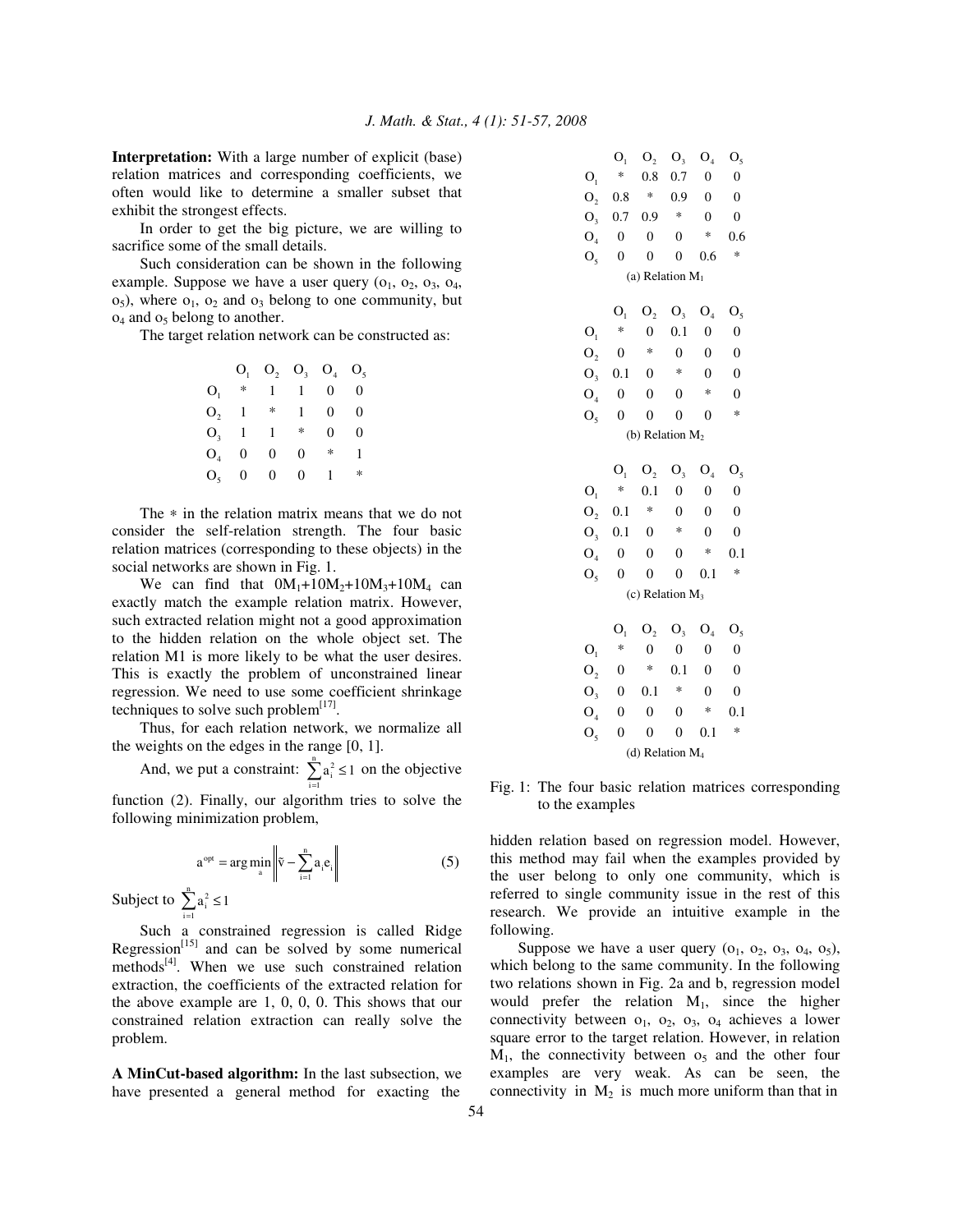**Interpretation:** With a large number of explicit (base) relation matrices and corresponding coefficients, we often would like to determine a smaller subset that exhibit the strongest effects.

In order to get the big picture, we are willing to sacrifice some of the small details.

Such consideration can be shown in the following example. Suppose we have a user query ($o_1$, $o_2$, $o_3$, $o_4$, $o_5$), where $o_1$, $o_2$ and $o_3$ belong to one community, but $o_4$ and $o_5$ belong to another.

The target relation network can be constructed as:

| | $O_1$ | $O_2$ | $O_3$ | $O_4$ | $O_5$ |
|---|---|---|---|---|---|
| $O_1$ | * | 1 | 1 | 0 | 0 |
| $O_2$ | 1 | * | 1 | 0 | 0 |
| $O_3$ | 1 | 1 | * | 0 | 0 |
| $O_4$ | 0 | 0 | 0 | * | 1 |
| $O_5$ | 0 | 0 | 0 | 1 | * |

The * in the relation matrix means that we do not consider the self-relation strength. The four basic relation matrices (corresponding to these objects) in the social networks are shown in Fig. 1.

We can find that $0M_1+10M_2+10M_3+10M_4$ can exactly match the example relation matrix. However, such extracted relation might not a good approximation to the hidden relation on the whole object set. The relation M1 is more likely to be what the user desires. This is exactly the problem of unconstrained linear regression. We need to use some coefficient shrinkage techniques to solve such problem[17].

Thus, for each relation network, we normalize all the weights on the edges in the range [0, 1].

And, we put a constraint: $\sum_{i=1}^{n} a_i^2 \leq 1$ on the objective function (2). Finally, our algorithm tries to solve the following minimization problem,

$$a^{opt} = \arg\min_{a} \left\| \tilde{v} - \sum_{i=1}^{n} a_i e_i \right\| \quad (5)$$

Subject to $\sum_{i=1}^{n} a_i^2 \leq 1$

Such a constrained regression is called Ridge Regression[15] and can be solved by some numerical methods[4]. When we use such constrained relation extraction, the coefficients of the extracted relation for the above example are 1, 0, 0, 0. This shows that our constrained relation extraction can really solve the problem.

**A MinCut-based algorithm:** In the last subsection, we have presented a general method for exacting the hidden relation based on regression model. However, this method may fail when the examples provided by the user belong to only one community, which is referred to single community issue in the rest of this research. We provide an intuitive example in the following.

Suppose we have a user query ($o_1$, $o_2$, $o_3$, $o_4$, $o_5$), which belong to the same community. In the following two relations shown in Fig. 2a and b, regression model would prefer the relation $M_1$, since the higher connectivity between $o_1$, $o_2$, $o_3$, $o_4$ achieves a lower square error to the target relation. However, in relation $M_1$, the connectivity between $o_5$ and the other four examples are very weak. As can be seen, the connectivity in $M_2$ is much more uniform than that in

| | $O_1$ | $O_2$ | $O_3$ | $O_4$ | $O_5$ |
|---|---|---|---|---|---|
| $O_1$ | * | 0.8 | 0.7 | 0 | 0 |
| $O_2$ | 0.8 | * | 0.9 | 0 | 0 |
| $O_3$ | 0.7 | 0.9 | * | 0 | 0 |
| $O_4$ | 0 | 0 | 0 | * | 0.6 |
| $O_5$ | 0 | 0 | 0 | 0.6 | * |

(a) Relation $M_1$

| | $O_1$ | $O_2$ | $O_3$ | $O_4$ | $O_5$ |
|---|---|---|---|---|---|
| $O_1$ | * | 0 | 0.1 | 0 | 0 |
| $O_2$ | 0 | * | 0 | 0 | 0 |
| $O_3$ | 0.1 | 0 | * | 0 | 0 |
| $O_4$ | 0 | 0 | 0 | * | 0 |
| $O_5$ | 0 | 0 | 0 | 0 | * |

(b) Relation $M_2$

| | $O_1$ | $O_2$ | $O_3$ | $O_4$ | $O_5$ |
|---|---|---|---|---|---|
| $O_1$ | * | 0.1 | 0 | 0 | 0 |
| $O_2$ | 0.1 | * | 0 | 0 | 0 |
| $O_3$ | 0.1 | 0 | * | 0 | 0 |
| $O_4$ | 0 | 0 | 0 | * | 0.1 |
| $O_5$ | 0 | 0 | 0 | 0.1 | * |

(c) Relation $M_3$

| | $O_1$ | $O_2$ | $O_3$ | $O_4$ | $O_5$ |
|---|---|---|---|---|---|
| $O_1$ | * | 0 | 0 | 0 | 0 |
| $O_2$ | 0 | * | 0.1 | 0 | 0 |
| $O_3$ | 0 | 0.1 | * | 0 | 0 |
| $O_4$ | 0 | 0 | 0 | * | 0.1 |
| $O_5$ | 0 | 0 | 0 | 0.1 | * |

(d) Relation $M_4$

Fig. 1: The four basic relation matrices corresponding to the examples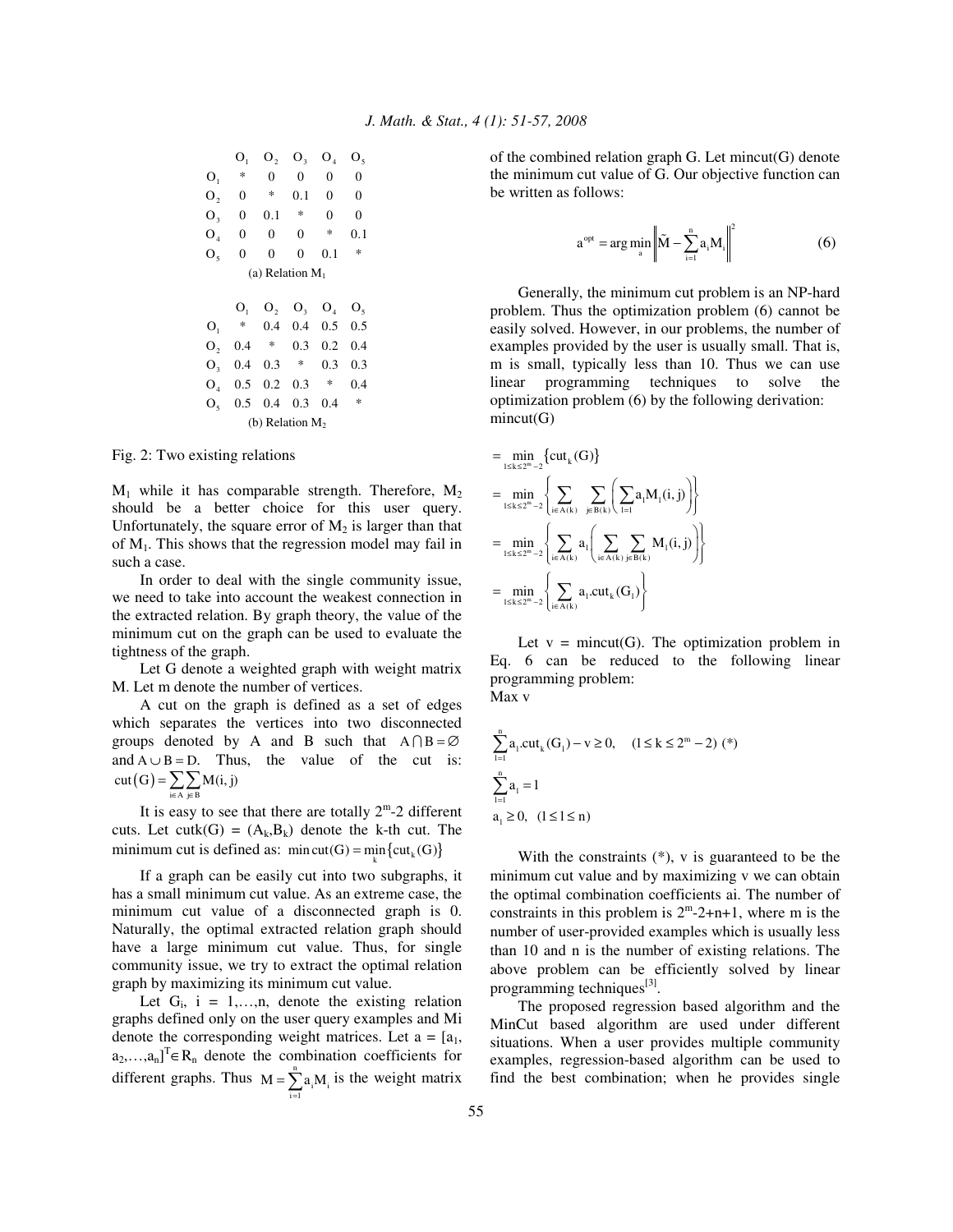|  | $O_1$ | $O_2$ | $O_3$ | $O_4$ | $O_5$ |
|---|---|---|---|---|---|
| $O_1$ | * | 0 | 0 | 0 | 0 |
| $O_2$ | 0 | * | 0.1 | 0 | 0 |
| $O_3$ | 0 | 0.1 | * | 0 | 0 |
| $O_4$ | 0 | 0 | 0 | * | 0.1 |
| $O_5$ | 0 | 0 | 0 | 0.1 | * |

(a) Relation $M_1$

|  | $O_1$ | $O_2$ | $O_3$ | $O_4$ | $O_5$ |
|---|---|---|---|---|---|
| $O_1$ | * | 0.4 | 0.4 | 0.5 | 0.5 |
| $O_2$ | 0.4 | * | 0.3 | 0.2 | 0.4 |
| $O_3$ | 0.4 | 0.3 | * | 0.3 | 0.3 |
| $O_4$ | 0.5 | 0.2 | 0.3 | * | 0.4 |
| $O_5$ | 0.5 | 0.4 | 0.3 | 0.4 | * |

(b) Relation $M_2$

Fig. 2: Two existing relations

$M_1$ while it has comparable strength. Therefore, $M_2$ should be a better choice for this user query. Unfortunately, the square error of $M_2$ is larger than that of $M_1$. This shows that the regression model may fail in such a case.

In order to deal with the single community issue, we need to take into account the weakest connection in the extracted relation. By graph theory, the value of the minimum cut on the graph can be used to evaluate the tightness of the graph.

Let G denote a weighted graph with weight matrix M. Let m denote the number of vertices.

A cut on the graph is defined as a set of edges which separates the vertices into two disconnected groups denoted by A and B such that $A \cap B = \varnothing$ and $A \cup B = D$. Thus, the value of the cut is: $\text{cut}(G) = \sum_{i \in A} \sum_{j \in B} M(i, j)$

It is easy to see that there are totally $2^m$-2 different cuts. Let cutk(G) = $(A_k, B_k)$ denote the k-th cut. The minimum cut is defined as: $\min\text{cut}(G) = \min_k \{\text{cut}_k(G)\}$

If a graph can be easily cut into two subgraphs, it has a small minimum cut value. As an extreme case, the minimum cut value of a disconnected graph is 0. Naturally, the optimal extracted relation graph should have a large minimum cut value. Thus, for single community issue, we try to extract the optimal relation graph by maximizing its minimum cut value.

Let $G_i$, i = 1,…,n, denote the existing relation graphs defined only on the user query examples and Mi denote the corresponding weight matrices. Let $a = [a_1, a_2, \ldots, a_n]^T \in R_n$ denote the combination coefficients for different graphs. Thus $M = \sum_{i=1}^{n} a_i M_i$ is the weight matrix of the combined relation graph G. Let mincut(G) denote the minimum cut value of G. Our objective function can be written as follows:

$$a^{opt} = \arg\min_a \left\| \tilde{M} - \sum_{i=1}^{n} a_i M_i \right\|^2 \qquad (6)$$

Generally, the minimum cut problem is an NP-hard problem. Thus the optimization problem (6) cannot be easily solved. However, in our problems, the number of examples provided by the user is usually small. That is, m is small, typically less than 10. Thus we can use linear programming techniques to solve the optimization problem (6) by the following derivation:
mincut(G)

$$= \min_{1 \le k \le 2^m - 2} \{\text{cut}_k(G)\}$$

$$= \min_{1 \le k \le 2^m - 2} \left\{ \sum_{i \in A(k)} \sum_{j \in B(k)} \left( \sum_{l=1} a_l M_l(i, j) \right) \right\}$$

$$= \min_{1 \le k \le 2^m - 2} \left\{ \sum_{i \in A(k)} a_l \left( \sum_{i \in A(k)} \sum_{j \in B(k)} M_l(i, j) \right) \right\}$$

$$= \min_{1 \le k \le 2^m - 2} \left\{ \sum_{i \in A(k)} a_l . \text{cut}_k(G_l) \right\}$$

Let v = mincut(G). The optimization problem in Eq. 6 can be reduced to the following linear programming problem:
Max v

$$\sum_{l=1}^{n} a_l . \text{cut}_k(G_l) - v \ge 0, \quad (1 \le k \le 2^m - 2) \ (*)$$

$$\sum_{l=1}^{n} a_l = 1$$

$$a_l \ge 0, \quad (1 \le l \le n)$$

With the constraints (*), v is guaranteed to be the minimum cut value and by maximizing v we can obtain the optimal combination coefficients ai. The number of constraints in this problem is $2^m$-2+n+1, where m is the number of user-provided examples which is usually less than 10 and n is the number of existing relations. The above problem can be efficiently solved by linear programming techniques[3].

The proposed regression based algorithm and the MinCut based algorithm are used under different situations. When a user provides multiple community examples, regression-based algorithm can be used to find the best combination; when he provides single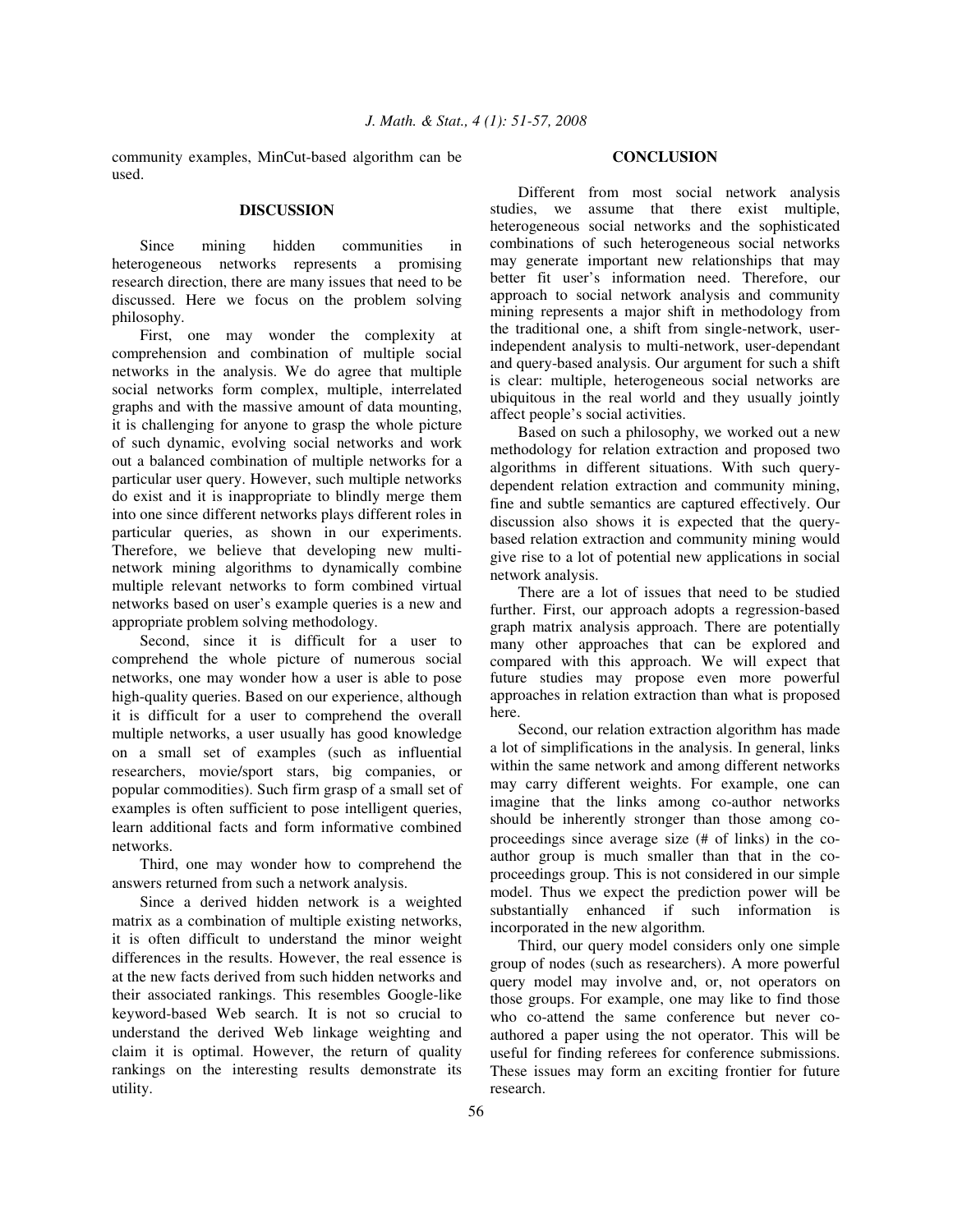community examples, MinCut-based algorithm can be used.

## DISCUSSION

Since mining hidden communities in heterogeneous networks represents a promising research direction, there are many issues that need to be discussed. Here we focus on the problem solving philosophy.

First, one may wonder the complexity at comprehension and combination of multiple social networks in the analysis. We do agree that multiple social networks form complex, multiple, interrelated graphs and with the massive amount of data mounting, it is challenging for anyone to grasp the whole picture of such dynamic, evolving social networks and work out a balanced combination of multiple networks for a particular user query. However, such multiple networks do exist and it is inappropriate to blindly merge them into one since different networks plays different roles in particular queries, as shown in our experiments. Therefore, we believe that developing new multi-network mining algorithms to dynamically combine multiple relevant networks to form combined virtual networks based on user's example queries is a new and appropriate problem solving methodology.

Second, since it is difficult for a user to comprehend the whole picture of numerous social networks, one may wonder how a user is able to pose high-quality queries. Based on our experience, although it is difficult for a user to comprehend the overall multiple networks, a user usually has good knowledge on a small set of examples (such as influential researchers, movie/sport stars, big companies, or popular commodities). Such firm grasp of a small set of examples is often sufficient to pose intelligent queries, learn additional facts and form informative combined networks.

Third, one may wonder how to comprehend the answers returned from such a network analysis.

Since a derived hidden network is a weighted matrix as a combination of multiple existing networks, it is often difficult to understand the minor weight differences in the results. However, the real essence is at the new facts derived from such hidden networks and their associated rankings. This resembles Google-like keyword-based Web search. It is not so crucial to understand the derived Web linkage weighting and claim it is optimal. However, the return of quality rankings on the interesting results demonstrate its utility.

## CONCLUSION

Different from most social network analysis studies, we assume that there exist multiple, heterogeneous social networks and the sophisticated combinations of such heterogeneous social networks may generate important new relationships that may better fit user's information need. Therefore, our approach to social network analysis and community mining represents a major shift in methodology from the traditional one, a shift from single-network, user-independent analysis to multi-network, user-dependant and query-based analysis. Our argument for such a shift is clear: multiple, heterogeneous social networks are ubiquitous in the real world and they usually jointly affect people's social activities.

Based on such a philosophy, we worked out a new methodology for relation extraction and proposed two algorithms in different situations. With such query-dependent relation extraction and community mining, fine and subtle semantics are captured effectively. Our discussion also shows it is expected that the query-based relation extraction and community mining would give rise to a lot of potential new applications in social network analysis.

There are a lot of issues that need to be studied further. First, our approach adopts a regression-based graph matrix analysis approach. There are potentially many other approaches that can be explored and compared with this approach. We will expect that future studies may propose even more powerful approaches in relation extraction than what is proposed here.

Second, our relation extraction algorithm has made a lot of simplifications in the analysis. In general, links within the same network and among different networks may carry different weights. For example, one can imagine that the links among co-author networks should be inherently stronger than those among co-proceedings since average size (# of links) in the co-author group is much smaller than that in the co-proceedings group. This is not considered in our simple model. Thus we expect the prediction power will be substantially enhanced if such information is incorporated in the new algorithm.

Third, our query model considers only one simple group of nodes (such as researchers). A more powerful query model may involve and, or, not operators on those groups. For example, one may like to find those who co-attend the same conference but never co-authored a paper using the not operator. This will be useful for finding referees for conference submissions. These issues may form an exciting frontier for future research.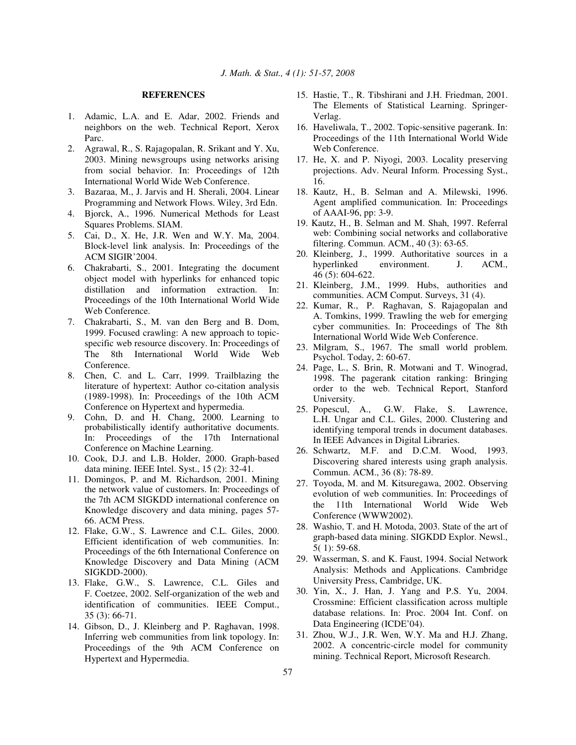## REFERENCES

1. Adamic, L.A. and E. Adar, 2002. Friends and neighbors on the web. Technical Report, Xerox Parc.
2. Agrawal, R., S. Rajagopalan, R. Srikant and Y. Xu, 2003. Mining newsgroups using networks arising from social behavior. In: Proceedings of 12th International World Wide Web Conference.
3. Bazaraa, M., J. Jarvis and H. Sherali, 2004. Linear Programming and Network Flows. Wiley, 3rd Edn.
4. Bjorck, A., 1996. Numerical Methods for Least Squares Problems. SIAM.
5. Cai, D., X. He, J.R. Wen and W.Y. Ma, 2004. Block-level link analysis. In: Proceedings of the ACM SIGIR'2004.
6. Chakrabarti, S., 2001. Integrating the document object model with hyperlinks for enhanced topic distillation and information extraction. In: Proceedings of the 10th International World Wide Web Conference.
7. Chakrabarti, S., M. van den Berg and B. Dom, 1999. Focused crawling: A new approach to topic-specific web resource discovery. In: Proceedings of The 8th International World Wide Web Conference.
8. Chen, C. and L. Carr, 1999. Trailblazing the literature of hypertext: Author co-citation analysis (1989-1998). In: Proceedings of the 10th ACM Conference on Hypertext and hypermedia.
9. Cohn, D. and H. Chang, 2000. Learning to probabilistically identify authoritative documents. In: Proceedings of the 17th International Conference on Machine Learning.
10. Cook, D.J. and L.B. Holder, 2000. Graph-based data mining. IEEE Intel. Syst., 15 (2): 32-41.
11. Domingos, P. and M. Richardson, 2001. Mining the network value of customers. In: Proceedings of the 7th ACM SIGKDD international conference on Knowledge discovery and data mining, pages 57-66. ACM Press.
12. Flake, G.W., S. Lawrence and C.L. Giles, 2000. Efficient identification of web communities. In: Proceedings of the 6th International Conference on Knowledge Discovery and Data Mining (ACM SIGKDD-2000).
13. Flake, G.W., S. Lawrence, C.L. Giles and F. Coetzee, 2002. Self-organization of the web and identification of communities. IEEE Comput., 35 (3): 66-71.
14. Gibson, D., J. Kleinberg and P. Raghavan, 1998. Inferring web communities from link topology. In: Proceedings of the 9th ACM Conference on Hypertext and Hypermedia.
15. Hastie, T., R. Tibshirani and J.H. Friedman, 2001. The Elements of Statistical Learning. Springer-Verlag.
16. Haveliwala, T., 2002. Topic-sensitive pagerank. In: Proceedings of the 11th International World Wide Web Conference.
17. He, X. and P. Niyogi, 2003. Locality preserving projections. Adv. Neural Inform. Processing Syst., 16.
18. Kautz, H., B. Selman and A. Milewski, 1996. Agent amplified communication. In: Proceedings of AAAI-96, pp: 3-9.
19. Kautz, H., B. Selman and M. Shah, 1997. Referral web: Combining social networks and collaborative filtering. Commun. ACM., 40 (3): 63-65.
20. Kleinberg, J., 1999. Authoritative sources in a hyperlinked environment. J. ACM., 46 (5): 604-622.
21. Kleinberg, J.M., 1999. Hubs, authorities and communities. ACM Comput. Surveys, 31 (4).
22. Kumar, R., P. Raghavan, S. Rajagopalan and A. Tomkins, 1999. Trawling the web for emerging cyber communities. In: Proceedings of The 8th International World Wide Web Conference.
23. Milgram, S., 1967. The small world problem. Psychol. Today, 2: 60-67.
24. Page, L., S. Brin, R. Motwani and T. Winograd, 1998. The pagerank citation ranking: Bringing order to the web. Technical Report, Stanford University.
25. Popescul, A., G.W. Flake, S. Lawrence, L.H. Ungar and C.L. Giles, 2000. Clustering and identifying temporal trends in document databases. In IEEE Advances in Digital Libraries.
26. Schwartz, M.F. and D.C.M. Wood, 1993. Discovering shared interests using graph analysis. Commun. ACM., 36 (8): 78-89.
27. Toyoda, M. and M. Kitsuregawa, 2002. Observing evolution of web communities. In: Proceedings of the 11th International World Wide Web Conference (WWW2002).
28. Washio, T. and H. Motoda, 2003. State of the art of graph-based data mining. SIGKDD Explor. Newsl., 5( 1): 59-68.
29. Wasserman, S. and K. Faust, 1994. Social Network Analysis: Methods and Applications. Cambridge University Press, Cambridge, UK.
30. Yin, X., J. Han, J. Yang and P.S. Yu, 2004. Crossmine: Efficient classification across multiple database relations. In: Proc. 2004 Int. Conf. on Data Engineering (ICDE'04).
31. Zhou, W.J., J.R. Wen, W.Y. Ma and H.J. Zhang, 2002. A concentric-circle model for community mining. Technical Report, Microsoft Research.